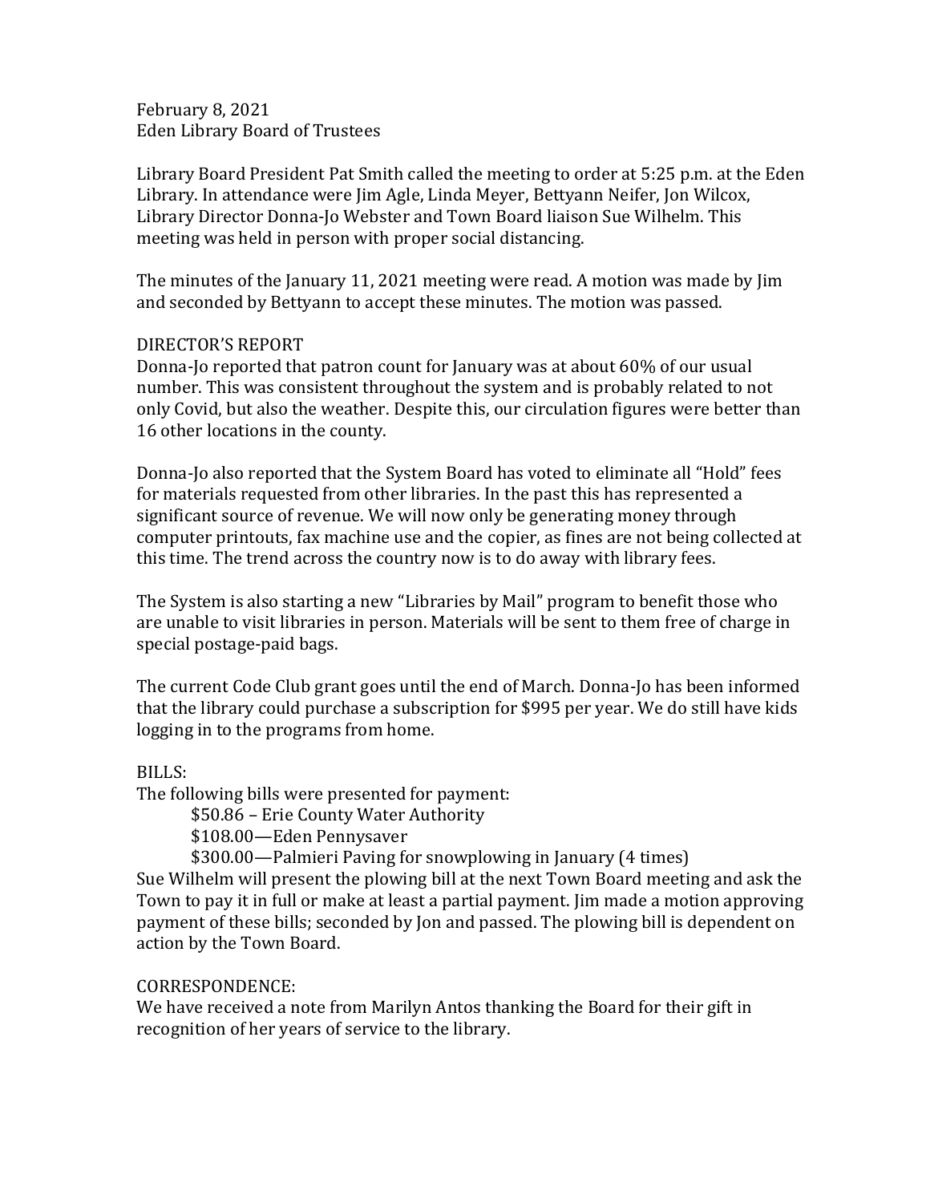February 8, 2021
Eden Library Board of Trustees

Library Board President Pat Smith called the meeting to order at 5:25 p.m. at the Eden Library. In attendance were Jim Agle, Linda Meyer, Bettyann Neifer, Jon Wilcox, Library Director Donna-Jo Webster and Town Board liaison Sue Wilhelm. This meeting was held in person with proper social distancing.

The minutes of the January 11, 2021 meeting were read. A motion was made by Jim and seconded by Bettyann to accept these minutes. The motion was passed.

DIRECTOR'S REPORT

Donna-Jo reported that patron count for January was at about 60% of our usual number. This was consistent throughout the system and is probably related to not only Covid, but also the weather. Despite this, our circulation figures were better than 16 other locations in the county.

Donna-Jo also reported that the System Board has voted to eliminate all "Hold" fees for materials requested from other libraries. In the past this has represented a significant source of revenue. We will now only be generating money through computer printouts, fax machine use and the copier, as fines are not being collected at this time. The trend across the country now is to do away with library fees.

The System is also starting a new "Libraries by Mail" program to benefit those who are unable to visit libraries in person. Materials will be sent to them free of charge in special postage-paid bags.

The current Code Club grant goes until the end of March. Donna-Jo has been informed that the library could purchase a subscription for $995 per year. We do still have kids logging in to the programs from home.

BILLS:

The following bills were presented for payment:

- $50.86 – Erie County Water Authority
- $108.00—Eden Pennysaver
- $300.00—Palmieri Paving for snowplowing in January (4 times)

Sue Wilhelm will present the plowing bill at the next Town Board meeting and ask the Town to pay it in full or make at least a partial payment. Jim made a motion approving payment of these bills; seconded by Jon and passed. The plowing bill is dependent on action by the Town Board.

CORRESPONDENCE:

We have received a note from Marilyn Antos thanking the Board for their gift in recognition of her years of service to the library.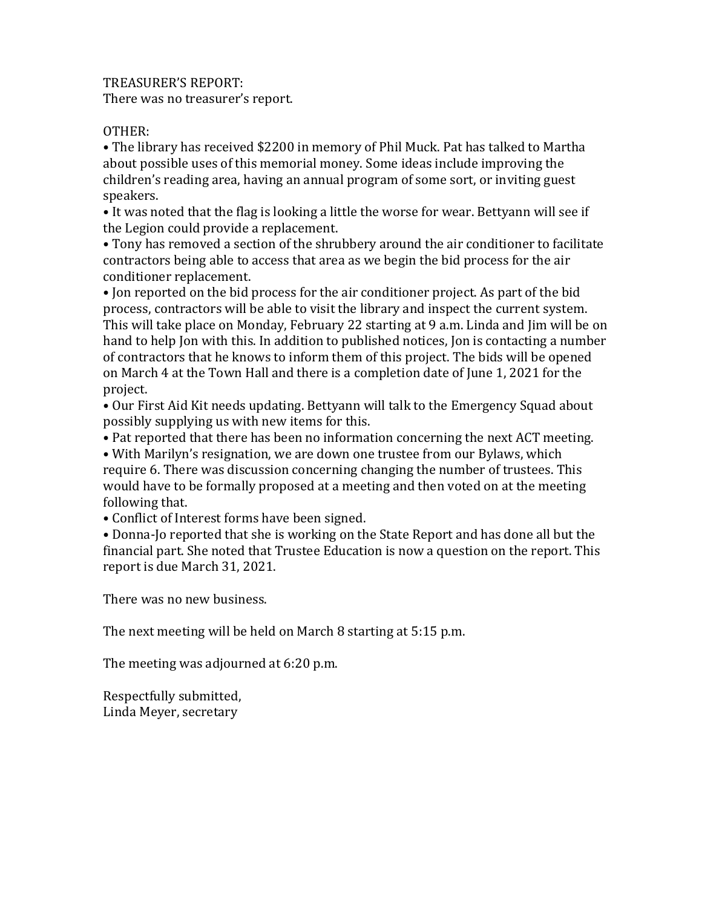TREASURER'S REPORT:
There was no treasurer's report.

OTHER:

- The library has received $2200 in memory of Phil Muck. Pat has talked to Martha about possible uses of this memorial money. Some ideas include improving the children's reading area, having an annual program of some sort, or inviting guest speakers.
- It was noted that the flag is looking a little the worse for wear. Bettyann will see if the Legion could provide a replacement.
- Tony has removed a section of the shrubbery around the air conditioner to facilitate contractors being able to access that area as we begin the bid process for the air conditioner replacement.
- Jon reported on the bid process for the air conditioner project. As part of the bid process, contractors will be able to visit the library and inspect the current system. This will take place on Monday, February 22 starting at 9 a.m. Linda and Jim will be on hand to help Jon with this. In addition to published notices, Jon is contacting a number of contractors that he knows to inform them of this project. The bids will be opened on March 4 at the Town Hall and there is a completion date of June 1, 2021 for the project.
- Our First Aid Kit needs updating. Bettyann will talk to the Emergency Squad about possibly supplying us with new items for this.
- Pat reported that there has been no information concerning the next ACT meeting.
- With Marilyn's resignation, we are down one trustee from our Bylaws, which require 6. There was discussion concerning changing the number of trustees. This would have to be formally proposed at a meeting and then voted on at the meeting following that.
- Conflict of Interest forms have been signed.
- Donna-Jo reported that she is working on the State Report and has done all but the financial part. She noted that Trustee Education is now a question on the report. This report is due March 31, 2021.

There was no new business.

The next meeting will be held on March 8 starting at 5:15 p.m.

The meeting was adjourned at 6:20 p.m.

Respectfully submitted,
Linda Meyer, secretary